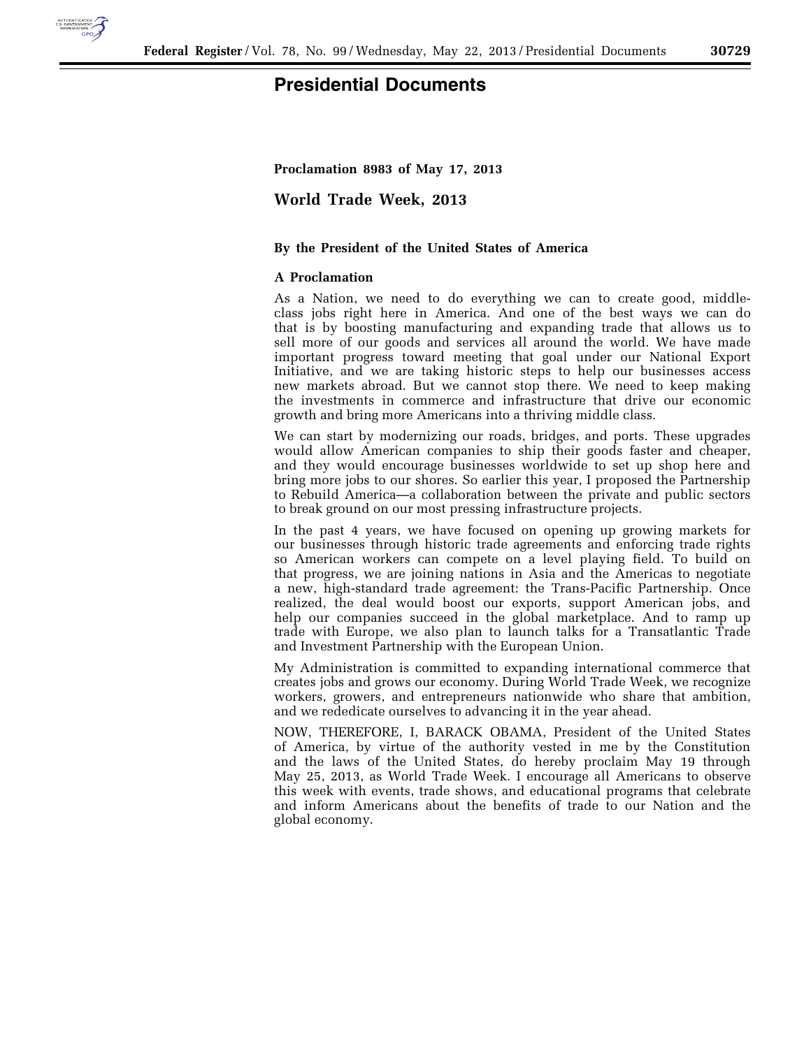# Presidential Documents

**Proclamation 8983 of May 17, 2013**

## World Trade Week, 2013

**By the President of the United States of America**

**A Proclamation**

As a Nation, we need to do everything we can to create good, middle-class jobs right here in America. And one of the best ways we can do that is by boosting manufacturing and expanding trade that allows us to sell more of our goods and services all around the world. We have made important progress toward meeting that goal under our National Export Initiative, and we are taking historic steps to help our businesses access new markets abroad. But we cannot stop there. We need to keep making the investments in commerce and infrastructure that drive our economic growth and bring more Americans into a thriving middle class.

We can start by modernizing our roads, bridges, and ports. These upgrades would allow American companies to ship their goods faster and cheaper, and they would encourage businesses worldwide to set up shop here and bring more jobs to our shores. So earlier this year, I proposed the Partnership to Rebuild America—a collaboration between the private and public sectors to break ground on our most pressing infrastructure projects.

In the past 4 years, we have focused on opening up growing markets for our businesses through historic trade agreements and enforcing trade rights so American workers can compete on a level playing field. To build on that progress, we are joining nations in Asia and the Americas to negotiate a new, high-standard trade agreement: the Trans-Pacific Partnership. Once realized, the deal would boost our exports, support American jobs, and help our companies succeed in the global marketplace. And to ramp up trade with Europe, we also plan to launch talks for a Transatlantic Trade and Investment Partnership with the European Union.

My Administration is committed to expanding international commerce that creates jobs and grows our economy. During World Trade Week, we recognize workers, growers, and entrepreneurs nationwide who share that ambition, and we rededicate ourselves to advancing it in the year ahead.

NOW, THEREFORE, I, BARACK OBAMA, President of the United States of America, by virtue of the authority vested in me by the Constitution and the laws of the United States, do hereby proclaim May 19 through May 25, 2013, as World Trade Week. I encourage all Americans to observe this week with events, trade shows, and educational programs that celebrate and inform Americans about the benefits of trade to our Nation and the global economy.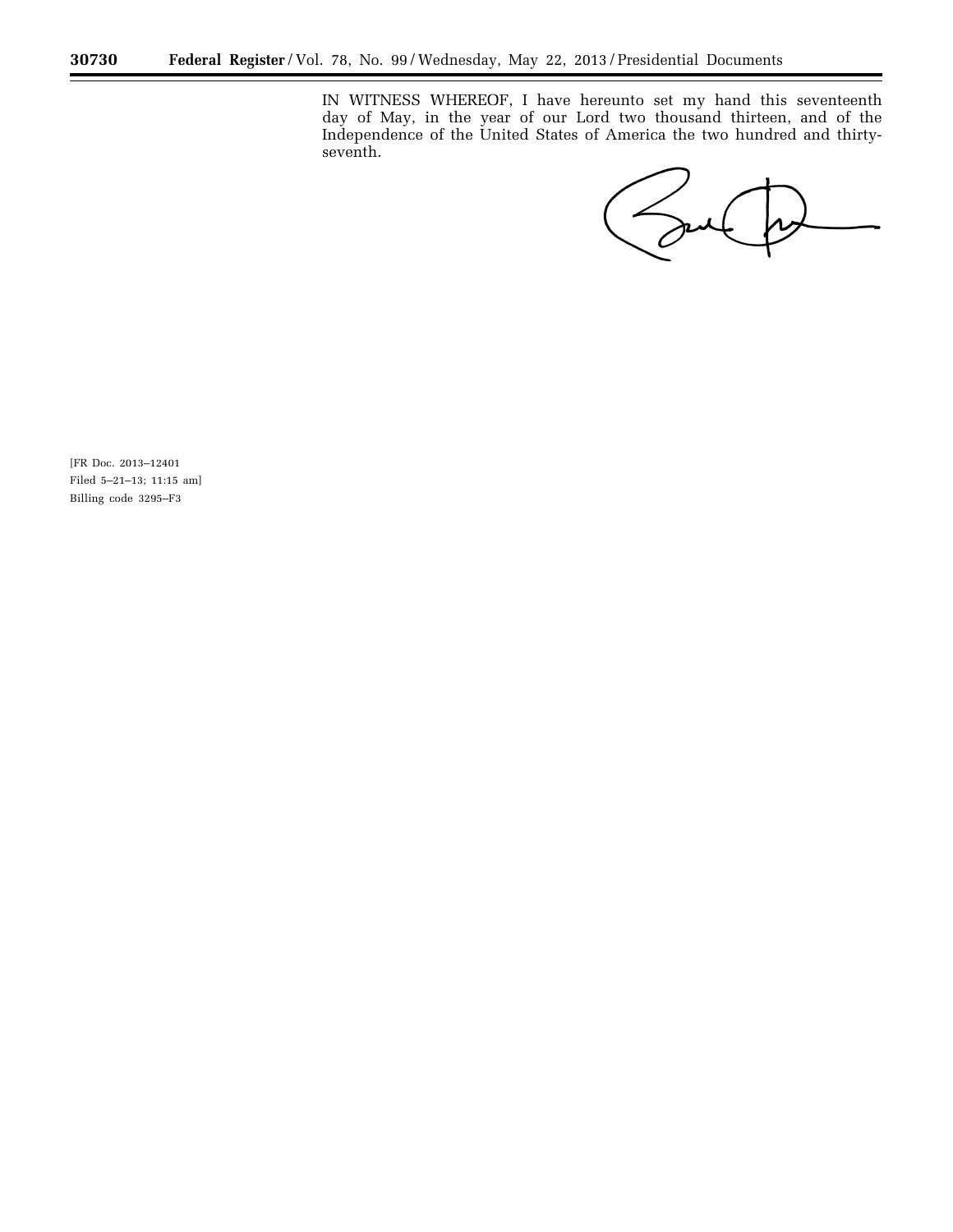IN WITNESS WHEREOF, I have hereunto set my hand this seventeenth day of May, in the year of our Lord two thousand thirteen, and of the Independence of the United States of America the two hundred and thirty-seventh.

[FR Doc. 2013–12401
Filed 5–21–13; 11:15 am]
Billing code 3295–F3